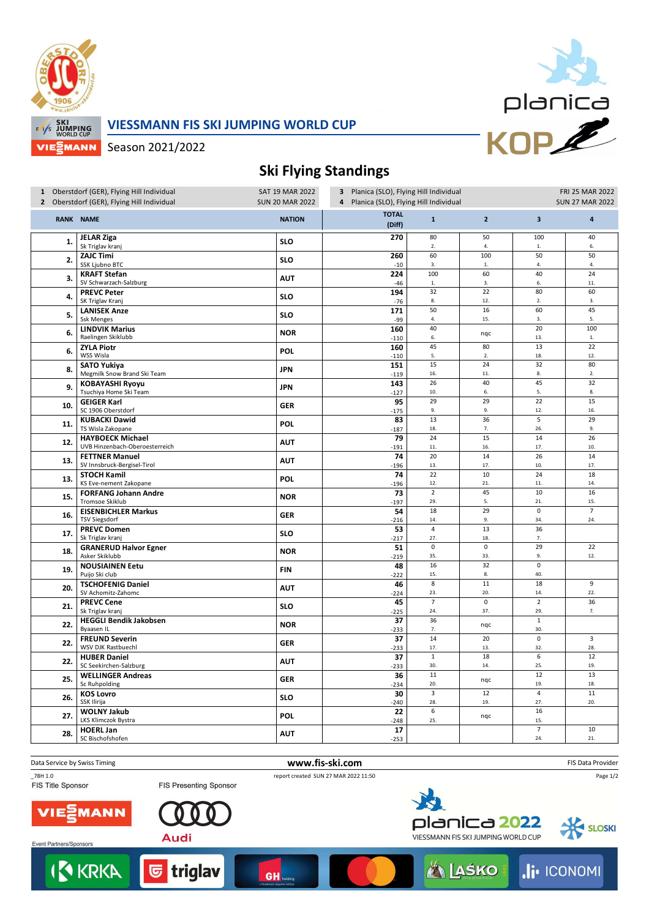# VIESSMANN FIS SKI JUMPING WORLD CUP

Season 2021/2022

## Ski Flying Standings

| | | | |
|---|---|---|---|
| 1 Oberstdorf (GER), Flying Hill Individual | SAT 19 MAR 2022 | 3 Planica (SLO), Flying Hill Individual | FRI 25 MAR 2022 |
| 2 Oberstdorf (GER), Flying Hill Individual | SUN 20 MAR 2022 | 4 Planica (SLO), Flying Hill Individual | SUN 27 MAR 2022 |

| RANK | NAME | NATION | TOTAL (Diff) | 1 | 2 | 3 | 4 |
|---|---|---|---|---|---|---|---|
| 1. | **JELAR Ziga** Sk Triglav kranj | SLO | 270 | 80 2. | 50 4. | 100 1. | 40 6. |
| 2. | **ZAJC Timi** SSK Ljubno BTC | SLO | 260 -10 | 60 3. | 100 1. | 50 4. | 50 4. |
| 3. | **KRAFT Stefan** SV Schwarzach-Salzburg | AUT | 224 -46 | 100 1. | 60 3. | 40 6. | 24 11. |
| 4. | **PREVC Peter** SK Triglav Kranj | SLO | 194 -76 | 32 8. | 22 12. | 80 2. | 60 3. |
| 5. | **LANISEK Anze** Ssk Menges | SLO | 171 -99 | 50 4. | 16 15. | 60 3. | 45 5. |
| 6. | **LINDVIK Marius** Raelingen Skiklubb | NOR | 160 -110 | 40 6. | nqc | 20 13. | 100 1. |
| 6. | **ZYLA Piotr** WSS Wisla | POL | 160 -110 | 45 5. | 80 2. | 13 18. | 22 12. |
| 8. | **SATO Yukiya** Megmilk Snow Brand Ski Team | JPN | 151 -119 | 15 16. | 24 11. | 32 8. | 80 2. |
| 9. | **KOBAYASHI Ryoyu** Tsuchiya Home Ski Team | JPN | 143 -127 | 26 10. | 40 6. | 45 5. | 32 8. |
| 10. | **GEIGER Karl** SC 1906 Oberstdorf | GER | 95 -175 | 29 9. | 29 9. | 22 12. | 15 16. |
| 11. | **KUBACKI Dawid** TS Wisla Zakopane | POL | 83 -187 | 13 18. | 36 7. | 5 26. | 29 9. |
| 12. | **HAYBOECK Michael** UVB Hinzenbach-Oberoesterreich | AUT | 79 -191 | 24 11. | 15 16. | 14 17. | 26 10. |
| 13. | **FETTNER Manuel** SV Innsbruck-Bergisel-Tirol | AUT | 74 -196 | 20 13. | 14 17. | 26 10. | 14 17. |
| 13. | **STOCH Kamil** KS Eve-nement Zakopane | POL | 74 -196 | 22 12. | 10 21. | 24 11. | 18 14. |
| 15. | **FORFANG Johann Andre** Tromsoe Skiklub | NOR | 73 -197 | 2 29. | 45 5. | 10 21. | 16 15. |
| 16. | **EISENBICHLER Markus** TSV Siegsdorf | GER | 54 -216 | 18 14. | 29 9. | 0 34. | 7 24. |
| 17. | **PREVC Domen** Sk Triglav kranj | SLO | 53 -217 | 4 27. | 13 18. | 36 7. | |
| 18. | **GRANERUD Halvor Egner** Asker Skiklubb | NOR | 51 -219 | 0 35. | 0 33. | 29 9. | 22 12. |
| 19. | **NOUSIAINEN Eetu** Puijo Ski club | FIN | 48 -222 | 16 15. | 32 8. | 0 40. | |
| 20. | **TSCHOFENIG Daniel** SV Achomitz-Zahomc | AUT | 46 -224 | 8 23. | 11 20. | 18 14. | 9 22. |
| 21. | **PREVC Cene** Sk Triglav kranj | SLO | 45 -225 | 7 24. | 0 37. | 2 29. | 36 7. |
| 22. | **HEGGLI Bendik Jakobsen** Byaasen IL | NOR | 37 -233 | 36 7. | nqc | 1 30. | |
| 22. | **FREUND Severin** WSV DJK Rastbuechl | GER | 37 -233 | 14 17. | 20 13. | 0 32. | 3 28. |
| 22. | **HUBER Daniel** SC Seekirchen-Salzburg | AUT | 37 -233 | 1 30. | 18 14. | 6 25. | 12 19. |
| 25. | **WELLINGER Andreas** Sc Ruhpolding | GER | 36 -234 | 11 20. | nqc | 12 19. | 13 18. |
| 26. | **KOS Lovro** SSK Ilirija | SLO | 30 -240 | 3 28. | 12 19. | 4 27. | 11 20. |
| 27. | **WOLNY Jakub** LKS Klimczok Bystra | POL | 22 -248 | 6 25. | nqc | 16 15. | |
| 28. | **HOERL Jan** SC Bischofshofen | AUT | 17 -253 | | | 7 24. | 10 21. |

Data Service by Swiss Timing — www.fis-ski.com — FIS Data Provider

_78H 1.0 — report created SUN 27 MAR 2022 11:50

FIS Title Sponsor — FIS Presenting Sponsor

Event Partners/Sponsors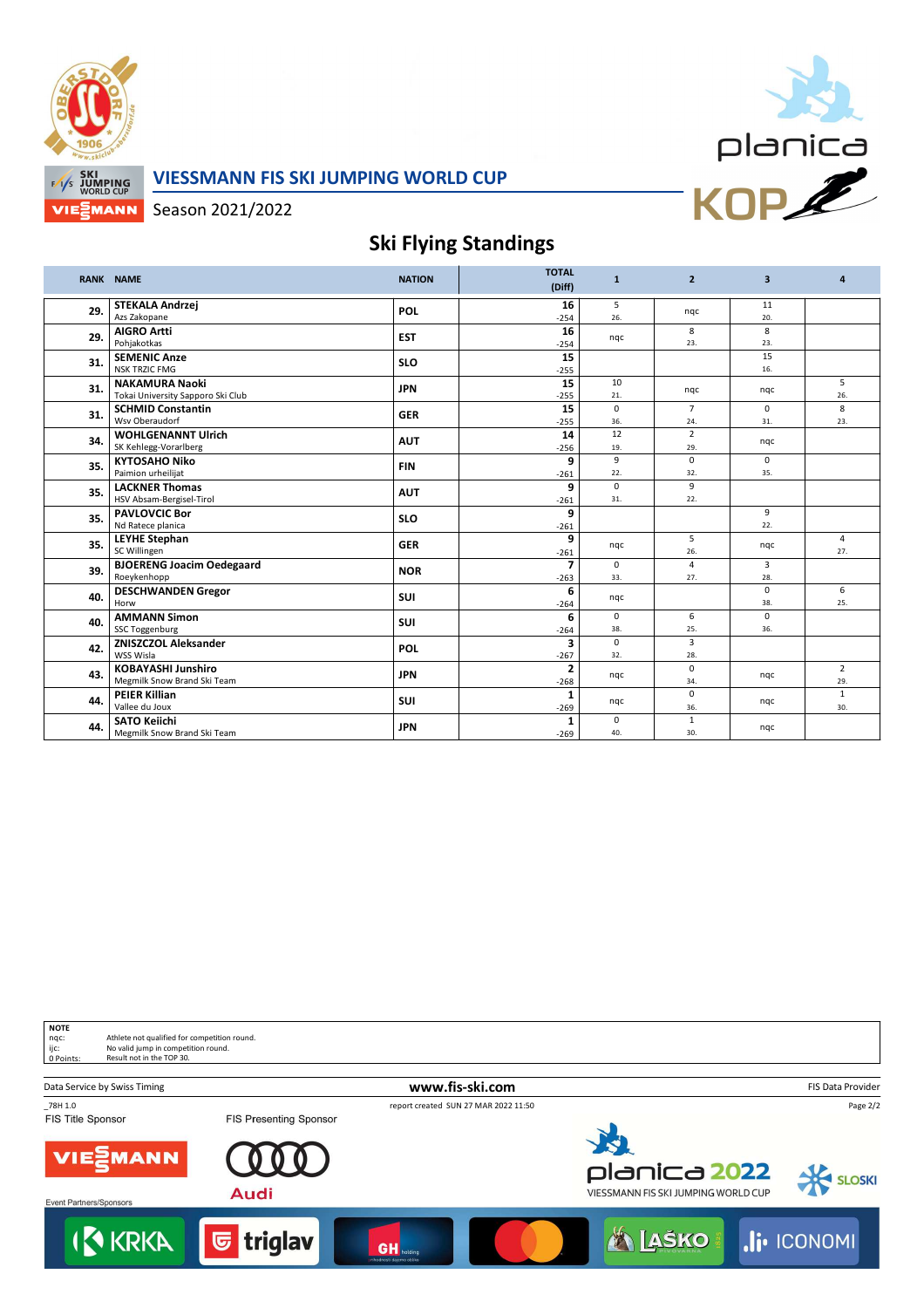# VIESSMANN FIS SKI JUMPING WORLD CUP

Season 2021/2022

## Ski Flying Standings

| RANK | NAME | NATION | TOTAL (Diff) | 1 | 2 | 3 | 4 |
|---|---|---|---|---|---|---|---|
| 29. | **STEKALA Andrzej** Azs Zakopane | POL | 16 -254 | 5 26. | nqc | 11 20. | |
| 29. | **AIGRO Artti** Pohjakotkas | EST | 16 -254 | nqc | 8 23. | 8 23. | |
| 31. | **SEMENIC Anze** NSK TRZIC FMG | SLO | 15 -255 | | | 15 16. | |
| 31. | **NAKAMURA Naoki** Tokai University Sapporo Ski Club | JPN | 15 -255 | 10 21. | nqc | nqc | 5 26. |
| 31. | **SCHMID Constantin** Wsv Oberaudorf | GER | 15 -255 | 0 36. | 7 24. | 0 31. | 8 23. |
| 34. | **WOHLGENANNT Ulrich** SK Kehlegg-Vorarlberg | AUT | 14 -256 | 12 19. | 2 29. | nqc | |
| 35. | **KYTOSAHO Niko** Paimion urheilijat | FIN | 9 -261 | 9 22. | 0 32. | 0 35. | |
| 35. | **LACKNER Thomas** HSV Absam-Bergisel-Tirol | AUT | 9 -261 | 0 31. | 9 22. | | |
| 35. | **PAVLOVCIC Bor** Nd Ratece planica | SLO | 9 -261 | | | 9 22. | |
| 35. | **LEYHE Stephan** SC Willingen | GER | 9 -261 | nqc | 5 26. | nqc | 4 27. |
| 39. | **BJOERENG Joacim Oedegaard** Roeykenhopp | NOR | 7 -263 | 0 33. | 4 27. | 3 28. | |
| 40. | **DESCHWANDEN Gregor** Horw | SUI | 6 -264 | nqc | | 0 38. | 6 25. |
| 40. | **AMMANN Simon** SSC Toggenburg | SUI | 6 -264 | 0 38. | 6 25. | 0 36. | |
| 42. | **ZNISZCZOL Aleksander** WSS Wisla | POL | 3 -267 | 0 32. | 3 28. | | |
| 43. | **KOBAYASHI Junshiro** Megmilk Snow Brand Ski Team | JPN | 2 -268 | nqc | 0 34. | nqc | 2 29. |
| 44. | **PEIER Killian** Vallee du Joux | SUI | 1 -269 | nqc | 0 36. | nqc | 1 30. |
| 44. | **SATO Keiichi** Megmilk Snow Brand Ski Team | JPN | 1 -269 | 0 40. | 1 30. | nqc | |

**NOTE**

nqc: Athlete not qualified for competition round.
ijc: No valid jump in competition round.
0 Points: Result not in the TOP 30.

Data Service by Swiss Timing — www.fis-ski.com — FIS Data Provider

_78H 1.0 — report created SUN 27 MAR 2022 11:50

FIS Title Sponsor: VIESSMANN — FIS Presenting Sponsor: Audi

planica 2022 — VIESSMANN FIS SKI JUMPING WORLD CUP — SLOSKI

Event Partners/Sponsors: KRKA, triglav, GH holding, Mastercard, LAŠKO, ICONOMI